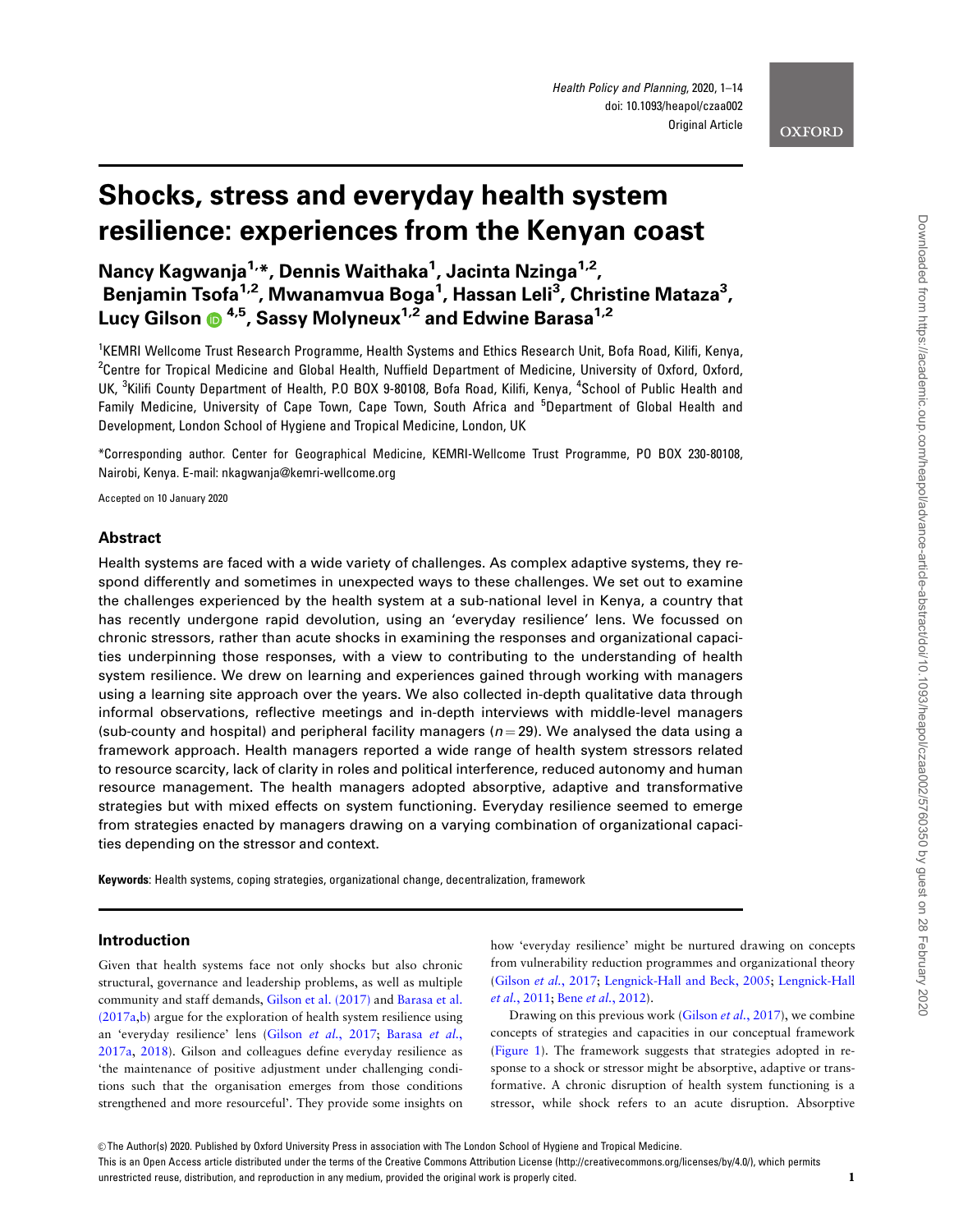Original Article

# Shocks, stress and everyday health system resilience: experiences from the Kenyan coast

**Nancy Kagwanja[1,*], Dennis Waithaka[1], Jacinta Nzinga[1,2], Benjamin Tsofa[1,2], Mwanamvua Boga[1], Hassan Leli[3], Christine Mataza[3], Lucy Gilson[4,5], Sassy Molyneux[1,2] and Edwine Barasa[1,2]**

[1]KEMRI Wellcome Trust Research Programme, Health Systems and Ethics Research Unit, Bofa Road, Kilifi, Kenya, [2]Centre for Tropical Medicine and Global Health, Nuffield Department of Medicine, University of Oxford, Oxford, UK, [3]Kilifi County Department of Health, P.O BOX 9-80108, Bofa Road, Kilifi, Kenya, [4]School of Public Health and Family Medicine, University of Cape Town, Cape Town, South Africa and [5]Department of Global Health and Development, London School of Hygiene and Tropical Medicine, London, UK

*Corresponding author. Center for Geographical Medicine, KEMRI-Wellcome Trust Programme, PO BOX 230-80108, Nairobi, Kenya. E-mail: nkagwanja@kemri-wellcome.org

Accepted on 10 January 2020

## Abstract

Health systems are faced with a wide variety of challenges. As complex adaptive systems, they respond differently and sometimes in unexpected ways to these challenges. We set out to examine the challenges experienced by the health system at a sub-national level in Kenya, a country that has recently undergone rapid devolution, using an 'everyday resilience' lens. We focussed on chronic stressors, rather than acute shocks in examining the responses and organizational capacities underpinning those responses, with a view to contributing to the understanding of health system resilience. We drew on learning and experiences gained through working with managers using a learning site approach over the years. We also collected in-depth qualitative data through informal observations, reflective meetings and in-depth interviews with middle-level managers (sub-county and hospital) and peripheral facility managers ($n = 29$). We analysed the data using a framework approach. Health managers reported a wide range of health system stressors related to resource scarcity, lack of clarity in roles and political interference, reduced autonomy and human resource management. The health managers adopted absorptive, adaptive and transformative strategies but with mixed effects on system functioning. Everyday resilience seemed to emerge from strategies enacted by managers drawing on a varying combination of organizational capacities depending on the stressor and context.

**Keywords**: Health systems, coping strategies, organizational change, decentralization, framework

## Introduction

Given that health systems face not only shocks but also chronic structural, governance and leadership problems, as well as multiple community and staff demands, Gilson et al. (2017) and Barasa et al. (2017a,b) argue for the exploration of health system resilience using an 'everyday resilience' lens (Gilson *et al.*, 2017; Barasa *et al.*, 2017a, 2018). Gilson and colleagues define everyday resilience as 'the maintenance of positive adjustment under challenging conditions such that the organisation emerges from those conditions strengthened and more resourceful'. They provide some insights on how 'everyday resilience' might be nurtured drawing on concepts from vulnerability reduction programmes and organizational theory (Gilson *et al.*, 2017; Lengnick-Hall and Beck, 2005; Lengnick-Hall *et al.*, 2011; Bene *et al.*, 2012).

Drawing on this previous work (Gilson *et al.*, 2017), we combine concepts of strategies and capacities in our conceptual framework (Figure 1). The framework suggests that strategies adopted in response to a shock or stressor might be absorptive, adaptive or transformative. A chronic disruption of health system functioning is a stressor, while shock refers to an acute disruption. Absorptive

© The Author(s) 2020. Published by Oxford University Press in association with The London School of Hygiene and Tropical Medicine.
This is an Open Access article distributed under the terms of the Creative Commons Attribution License (http://creativecommons.org/licenses/by/4.0/), which permits unrestricted reuse, distribution, and reproduction in any medium, provided the original work is properly cited.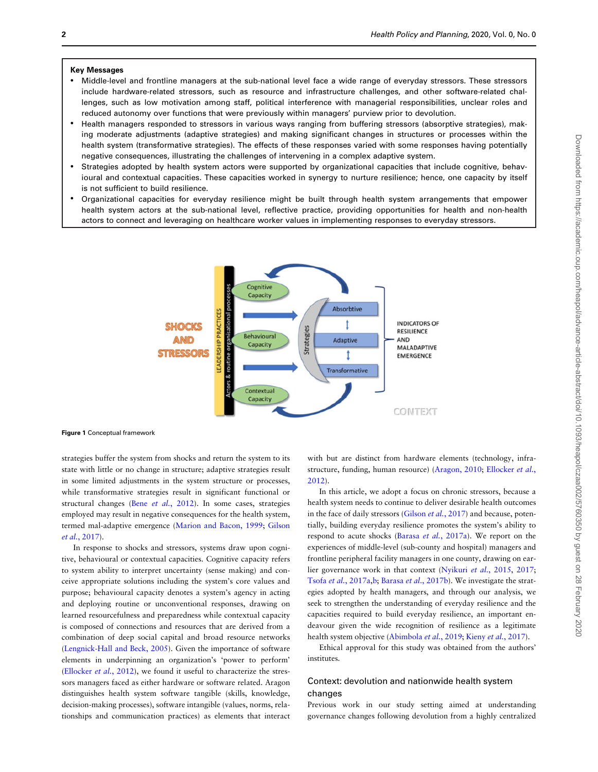**Key Messages**

- Middle-level and frontline managers at the sub-national level face a wide range of everyday stressors. These stressors include hardware-related stressors, such as resource and infrastructure challenges, and other software-related challenges, such as low motivation among staff, political interference with managerial responsibilities, unclear roles and reduced autonomy over functions that were previously within managers' purview prior to devolution.
- Health managers responded to stressors in various ways ranging from buffering stressors (absorptive strategies), making moderate adjustments (adaptive strategies) and making significant changes in structures or processes within the health system (transformative strategies). The effects of these responses varied with some responses having potentially negative consequences, illustrating the challenges of intervening in a complex adaptive system.
- Strategies adopted by health system actors were supported by organizational capacities that include cognitive, behavioural and contextual capacities. These capacities worked in synergy to nurture resilience; hence, one capacity by itself is not sufficient to build resilience.
- Organizational capacities for everyday resilience might be built through health system arrangements that empower health system actors at the sub-national level, reflective practice, providing opportunities for health and non-health actors to connect and leveraging on healthcare worker values in implementing responses to everyday stressors.

**Figure 1** Conceptual framework

strategies buffer the system from shocks and return the system to its state with little or no change in structure; adaptive strategies result in some limited adjustments in the system structure or processes, while transformative strategies result in significant functional or structural changes (Bene *et al.*, 2012). In some cases, strategies employed may result in negative consequences for the health system, termed mal-adaptive emergence (Marion and Bacon, 1999; Gilson *et al.*, 2017).

In response to shocks and stressors, systems draw upon cognitive, behavioural or contextual capacities. Cognitive capacity refers to system ability to interpret uncertainty (sense making) and conceive appropriate solutions including the system's core values and purpose; behavioural capacity denotes a system's agency in acting and deploying routine or unconventional responses, drawing on learned resourcefulness and preparedness while contextual capacity is composed of connections and resources that are derived from a combination of deep social capital and broad resource networks (Lengnick-Hall and Beck, 2005). Given the importance of software elements in underpinning an organization's 'power to perform' (Ellocker *et al.*, 2012), we found it useful to characterize the stressors managers faced as either hardware or software related. Aragon distinguishes health system software tangible (skills, knowledge, decision-making processes), software intangible (values, norms, relationships and communication practices) as elements that interact with but are distinct from hardware elements (technology, infrastructure, funding, human resource) (Aragon, 2010; Ellocker *et al.*, 2012).

In this article, we adopt a focus on chronic stressors, because a health system needs to continue to deliver desirable health outcomes in the face of daily stressors (Gilson *et al.*, 2017) and because, potentially, building everyday resilience promotes the system's ability to respond to acute shocks (Barasa *et al.*, 2017a). We report on the experiences of middle-level (sub-county and hospital) managers and frontline peripheral facility managers in one county, drawing on earlier governance work in that context (Nyikuri *et al.*, 2015, 2017; Tsofa *et al.*, 2017a,b; Barasa *et al.*, 2017b). We investigate the strategies adopted by health managers, and through our analysis, we seek to strengthen the understanding of everyday resilience and the capacities required to build everyday resilience, an important endeavour given the wide recognition of resilience as a legitimate health system objective (Abimbola *et al.*, 2019; Kieny *et al.*, 2017).

Ethical approval for this study was obtained from the authors' institutes.

## Context: devolution and nationwide health system changes

Previous work in our study setting aimed at understanding governance changes following devolution from a highly centralized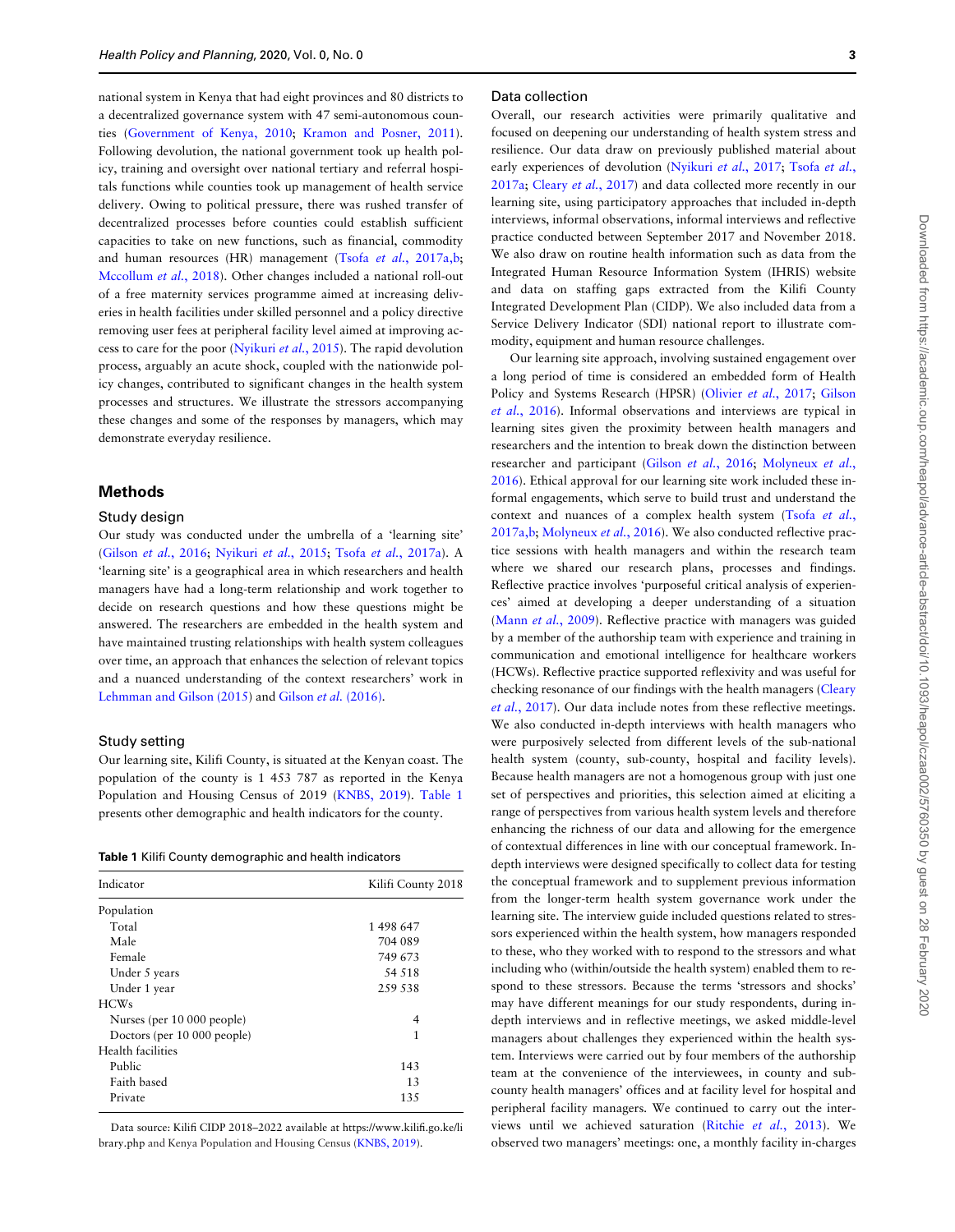national system in Kenya that had eight provinces and 80 districts to a decentralized governance system with 47 semi-autonomous counties (Government of Kenya, 2010; Kramon and Posner, 2011). Following devolution, the national government took up health policy, training and oversight over national tertiary and referral hospitals functions while counties took up management of health service delivery. Owing to political pressure, there was rushed transfer of decentralized processes before counties could establish sufficient capacities to take on new functions, such as financial, commodity and human resources (HR) management (Tsofa *et al.*, 2017a,b; Mccollum *et al.*, 2018). Other changes included a national roll-out of a free maternity services programme aimed at increasing deliveries in health facilities under skilled personnel and a policy directive removing user fees at peripheral facility level aimed at improving access to care for the poor (Nyikuri *et al.*, 2015). The rapid devolution process, arguably an acute shock, coupled with the nationwide policy changes, contributed to significant changes in the health system processes and structures. We illustrate the stressors accompanying these changes and some of the responses by managers, which may demonstrate everyday resilience.

## Methods

### Study design

Our study was conducted under the umbrella of a 'learning site' (Gilson *et al.*, 2016; Nyikuri *et al.*, 2015; Tsofa *et al.*, 2017a). A 'learning site' is a geographical area in which researchers and health managers have had a long-term relationship and work together to decide on research questions and how these questions might be answered. The researchers are embedded in the health system and have maintained trusting relationships with health system colleagues over time, an approach that enhances the selection of relevant topics and a nuanced understanding of the context researchers' work in Lehmman and Gilson (2015) and Gilson *et al.* (2016).

### Study setting

Our learning site, Kilifi County, is situated at the Kenyan coast. The population of the county is 1 453 787 as reported in the Kenya Population and Housing Census of 2019 (KNBS, 2019). Table 1 presents other demographic and health indicators for the county.

**Table 1** Kilifi County demographic and health indicators

| Indicator | Kilifi County 2018 |
|---|---|
| Population | |
| Total | 1 498 647 |
| Male | 704 089 |
| Female | 749 673 |
| Under 5 years | 54 518 |
| Under 1 year | 259 538 |
| HCWs | |
| Nurses (per 10 000 people) | 4 |
| Doctors (per 10 000 people) | 1 |
| Health facilities | |
| Public | 143 |
| Faith based | 13 |
| Private | 135 |

Data source: Kilifi CIDP 2018–2022 available at https://www.kilifi.go.ke/library.php and Kenya Population and Housing Census (KNBS, 2019).

### Data collection

Overall, our research activities were primarily qualitative and focused on deepening our understanding of health system stress and resilience. Our data draw on previously published material about early experiences of devolution (Nyikuri *et al.*, 2017; Tsofa *et al.*, 2017a; Cleary *et al.*, 2017) and data collected more recently in our learning site, using participatory approaches that included in-depth interviews, informal observations, informal interviews and reflective practice conducted between September 2017 and November 2018. We also draw on routine health information such as data from the Integrated Human Resource Information System (IHRIS) website and data on staffing gaps extracted from the Kilifi County Integrated Development Plan (CIDP). We also included data from a Service Delivery Indicator (SDI) national report to illustrate commodity, equipment and human resource challenges.

Our learning site approach, involving sustained engagement over a long period of time is considered an embedded form of Health Policy and Systems Research (HPSR) (Olivier *et al.*, 2017; Gilson *et al.*, 2016). Informal observations and interviews are typical in learning sites given the proximity between health managers and researchers and the intention to break down the distinction between researcher and participant (Gilson *et al.*, 2016; Molyneux *et al.*, 2016). Ethical approval for our learning site work included these informal engagements, which serve to build trust and understand the context and nuances of a complex health system (Tsofa *et al.*, 2017a,b; Molyneux *et al.*, 2016). We also conducted reflective practice sessions with health managers and within the research team where we shared our research plans, processes and findings. Reflective practice involves 'purposeful critical analysis of experiences' aimed at developing a deeper understanding of a situation (Mann *et al.*, 2009). Reflective practice with managers was guided by a member of the authorship team with experience and training in communication and emotional intelligence for healthcare workers (HCWs). Reflective practice supported reflexivity and was useful for checking resonance of our findings with the health managers (Cleary *et al.*, 2017). Our data include notes from these reflective meetings. We also conducted in-depth interviews with health managers who were purposively selected from different levels of the sub-national health system (county, sub-county, hospital and facility levels). Because health managers are not a homogenous group with just one set of perspectives and priorities, this selection aimed at eliciting a range of perspectives from various health system levels and therefore enhancing the richness of our data and allowing for the emergence of contextual differences in line with our conceptual framework. In-depth interviews were designed specifically to collect data for testing the conceptual framework and to supplement previous information from the longer-term health system governance work under the learning site. The interview guide included questions related to stressors experienced within the health system, how managers responded to these, who they worked with to respond to the stressors and what including who (within/outside the health system) enabled them to respond to these stressors. Because the terms 'stressors and shocks' may have different meanings for our study respondents, during in-depth interviews and in reflective meetings, we asked middle-level managers about challenges they experienced within the health system. Interviews were carried out by four members of the authorship team at the convenience of the interviewees, in county and sub-county health managers' offices and at facility level for hospital and peripheral facility managers. We continued to carry out the interviews until we achieved saturation (Ritchie *et al.*, 2013). We observed two managers' meetings: one, a monthly facility in-charges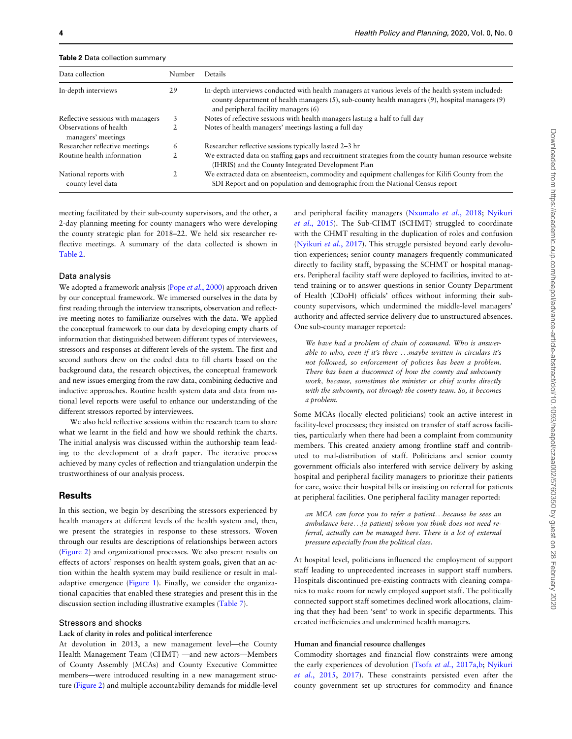**Table 2** Data collection summary

| Data collection | Number | Details |
|---|---|---|
| In-depth interviews | 29 | In-depth interviews conducted with health managers at various levels of the health system included: county department of health managers (5), sub-county health managers (9), hospital managers (9) and peripheral facility managers (6) |
| Reflective sessions with managers | 3 | Notes of reflective sessions with health managers lasting a half to full day |
| Observations of health managers' meetings | 2 | Notes of health managers' meetings lasting a full day |
| Researcher reflective meetings | 6 | Researcher reflective sessions typically lasted 2–3 hr |
| Routine health information | 2 | We extracted data on staffing gaps and recruitment strategies from the county human resource website (IHRIS) and the County Integrated Development Plan |
| National reports with county level data | 2 | We extracted data on absenteeism, commodity and equipment challenges for Kilifi County from the SDI Report and on population and demographic from the National Census report |

meeting facilitated by their sub-county supervisors, and the other, a 2-day planning meeting for county managers who were developing the county strategic plan for 2018–22. We held six researcher reflective meetings. A summary of the data collected is shown in Table 2.

### Data analysis

We adopted a framework analysis (Pope *et al.*, 2000) approach driven by our conceptual framework. We immersed ourselves in the data by first reading through the interview transcripts, observation and reflective meeting notes to familiarize ourselves with the data. We applied the conceptual framework to our data by developing empty charts of information that distinguished between different types of interviewees, stressors and responses at different levels of the system. The first and second authors drew on the coded data to fill charts based on the background data, the research objectives, the conceptual framework and new issues emerging from the raw data, combining deductive and inductive approaches. Routine health system data and data from national level reports were useful to enhance our understanding of the different stressors reported by interviewees.

We also held reflective sessions within the research team to share what we learnt in the field and how we should rethink the charts. The initial analysis was discussed within the authorship team leading to the development of a draft paper. The iterative process achieved by many cycles of reflection and triangulation underpin the trustworthiness of our analysis process.

## Results

In this section, we begin by describing the stressors experienced by health managers at different levels of the health system and, then, we present the strategies in response to these stressors. Woven through our results are descriptions of relationships between actors (Figure 2) and organizational processes. We also present results on effects of actors' responses on health system goals, given that an action within the health system may build resilience or result in maladaptive emergence (Figure 1). Finally, we consider the organizational capacities that enabled these strategies and present this in the discussion section including illustrative examples (Table 7).

### Stressors and shocks

#### Lack of clarity in roles and political interference

At devolution in 2013, a new management level—the County Health Management Team (CHMT) —and new actors—Members of County Assembly (MCAs) and County Executive Committee members—were introduced resulting in a new management structure (Figure 2) and multiple accountability demands for middle-level and peripheral facility managers (Nxumalo *et al.*, 2018; Nyikuri *et al.*, 2015). The Sub-CHMT (SCHMT) struggled to coordinate with the CHMT resulting in the duplication of roles and confusion (Nyikuri *et al.*, 2017). This struggle persisted beyond early devolution experiences; senior county managers frequently communicated directly to facility staff, bypassing the SCHMT or hospital managers. Peripheral facility staff were deployed to facilities, invited to attend training or to answer questions in senior County Department of Health (CDoH) officials' offices without informing their sub-county supervisors, which undermined the middle-level managers' authority and affected service delivery due to unstructured absences. One sub-county manager reported:

> *We have had a problem of chain of command. Who is answerable to who, even if it's there …maybe written in circulars it's not followed, so enforcement of policies has been a problem. There has been a disconnect of how the county and subcounty work, because, sometimes the minister or chief works directly with the subcounty, not through the county team. So, it becomes a problem.*

Some MCAs (locally elected politicians) took an active interest in facility-level processes; they insisted on transfer of staff across facilities, particularly when there had been a complaint from community members. This created anxiety among frontline staff and contributed to mal-distribution of staff. Politicians and senior county government officials also interfered with service delivery by asking hospital and peripheral facility managers to prioritize their patients for care, waive their hospital bills or insisting on referral for patients at peripheral facilities. One peripheral facility manager reported:

> *an MCA can force you to refer a patient…because he sees an ambulance here…[a patient] whom you think does not need referral, actually can be managed here. There is a lot of external pressure especially from the political class.*

At hospital level, politicians influenced the employment of support staff leading to unprecedented increases in support staff numbers. Hospitals discontinued pre-existing contracts with cleaning companies to make room for newly employed support staff. The politically connected support staff sometimes declined work allocations, claiming that they had been 'sent' to work in specific departments. This created inefficiencies and undermined health managers.

#### Human and financial resource challenges

Commodity shortages and financial flow constraints were among the early experiences of devolution (Tsofa *et al.*, 2017a,b; Nyikuri *et al.*, 2015, 2017). These constraints persisted even after the county government set up structures for commodity and finance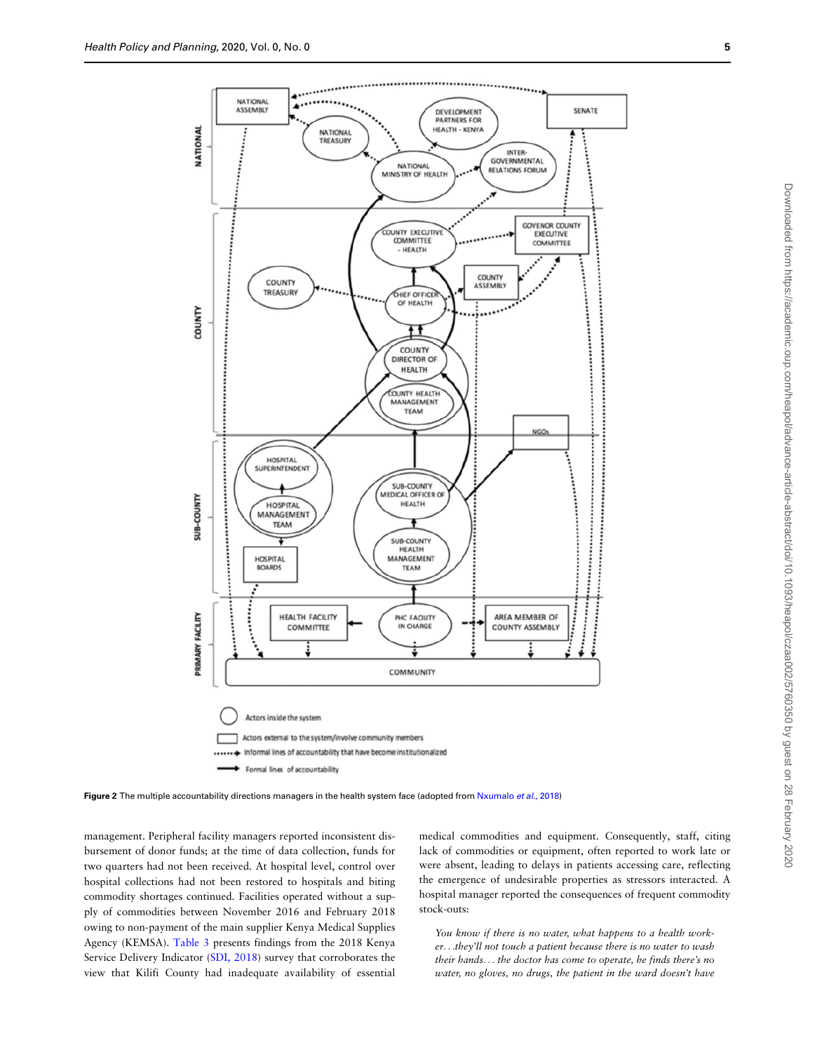Figure 2 The multiple accountability directions managers in the health system face (adopted from Nxumalo *et al.*, 2018)

management. Peripheral facility managers reported inconsistent disbursement of donor funds; at the time of data collection, funds for two quarters had not been received. At hospital level, control over hospital collections had not been restored to hospitals and biting commodity shortages continued. Facilities operated without a supply of commodities between November 2016 and February 2018 owing to non-payment of the main supplier Kenya Medical Supplies Agency (KEMSA). Table 3 presents findings from the 2018 Kenya Service Delivery Indicator (SDI, 2018) survey that corroborates the view that Kilifi County had inadequate availability of essential medical commodities and equipment. Consequently, staff, citing lack of commodities or equipment, often reported to work late or were absent, leading to delays in patients accessing care, reflecting the emergence of undesirable properties as stressors interacted. A hospital manager reported the consequences of frequent commodity stock-outs:

> *You know if there is no water, what happens to a health worker…they'll not touch a patient because there is no water to wash their hands… the doctor has come to operate, he finds there's no water, no gloves, no drugs, the patient in the ward doesn't have*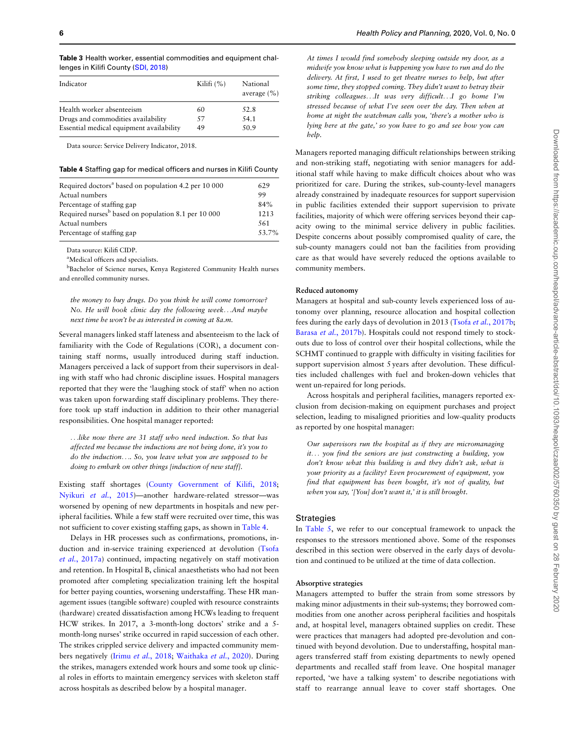**Table 3** Health worker, essential commodities and equipment challenges in Kilifi County (SDI, 2018)

| Indicator | Kilifi (%) | National average (%) |
|---|---|---|
| Health worker absenteeism | 60 | 52.8 |
| Drugs and commodities availability | 57 | 54.1 |
| Essential medical equipment availability | 49 | 50.9 |

Data source: Service Delivery Indicator, 2018.

**Table 4** Staffing gap for medical officers and nurses in Kilifi County

| | |
|---|---|
| Required doctors[a] based on population 4.2 per 10 000 | 629 |
| Actual numbers | 99 |
| Percentage of staffing gap | 84% |
| Required nurses[b] based on population 8.1 per 10 000 | 1213 |
| Actual numbers | 561 |
| Percentage of staffing gap | 53.7% |

Data source: Kilifi CIDP.

[a]Medical officers and specialists.

[b]Bachelor of Science nurses, Kenya Registered Community Health nurses and enrolled community nurses.

> *the money to buy drugs. Do you think he will come tomorrow? No. He will book clinic day the following week…And maybe next time he won't be as interested in coming at 8a.m.*

Several managers linked staff lateness and absenteeism to the lack of familiarity with the Code of Regulations (COR), a document containing staff norms, usually introduced during staff induction. Managers perceived a lack of support from their supervisors in dealing with staff who had chronic discipline issues. Hospital managers reported that they were the 'laughing stock of staff' when no action was taken upon forwarding staff disciplinary problems. They therefore took up staff induction in addition to their other managerial responsibilities. One hospital manager reported:

> *…like now there are 31 staff who need induction. So that has affected me because the inductions are not being done, it's you to do the induction…. So, you leave what you are supposed to be doing to embark on other things [induction of new staff].*

Existing staff shortages (County Government of Kilifi, 2018; Nyikuri *et al.*, 2015)—another hardware-related stressor—was worsened by opening of new departments in hospitals and new peripheral facilities. While a few staff were recruited over time, this was not sufficient to cover existing staffing gaps, as shown in Table 4.

Delays in HR processes such as confirmations, promotions, induction and in-service training experienced at devolution (Tsofa *et al.*, 2017a) continued, impacting negatively on staff motivation and retention. In Hospital B, clinical anaesthetists who had not been promoted after completing specialization training left the hospital for better paying counties, worsening understaffing. These HR management issues (tangible software) coupled with resource constraints (hardware) created dissatisfaction among HCWs leading to frequent HCW strikes. In 2017, a 3-month-long doctors' strike and a 5-month-long nurses' strike occurred in rapid succession of each other. The strikes crippled service delivery and impacted community members negatively (Irimu *et al.*, 2018; Waithaka *et al.*, 2020). During the strikes, managers extended work hours and some took up clinical roles in efforts to maintain emergency services with skeleton staff across hospitals as described below by a hospital manager.

> *At times I would find somebody sleeping outside my door, as a midwife you know what is happening you have to run and do the delivery. At first, I used to get theatre nurses to help, but after some time, they stopped coming. They didn't want to betray their striking colleagues…It was very difficult…I go home I'm stressed because of what I've seen over the day. Then when at home at night the watchman calls you, 'there's a mother who is lying here at the gate,' so you have to go and see how you can help.*

Managers reported managing difficult relationships between striking and non-striking staff, negotiating with senior managers for additional staff while having to make difficult choices about who was prioritized for care. During the strikes, sub-county-level managers already constrained by inadequate resources for support supervision in public facilities extended their support supervision to private facilities, majority of which were offering services beyond their capacity owing to the minimal service delivery in public facilities. Despite concerns about possibly compromised quality of care, the sub-county managers could not ban the facilities from providing care as that would have severely reduced the options available to community members.

#### Reduced autonomy

Managers at hospital and sub-county levels experienced loss of autonomy over planning, resource allocation and hospital collection fees during the early days of devolution in 2013 (Tsofa *et al.*, 2017b; Barasa *et al.*, 2017b). Hospitals could not respond timely to stock-outs due to loss of control over their hospital collections, while the SCHMT continued to grapple with difficulty in visiting facilities for support supervision almost 5 years after devolution. These difficulties included challenges with fuel and broken-down vehicles that went un-repaired for long periods.

Across hospitals and peripheral facilities, managers reported exclusion from decision-making on equipment purchases and project selection, leading to misaligned priorities and low-quality products as reported by one hospital manager:

> *Our supervisors run the hospital as if they are micromanaging it… you find the seniors are just constructing a building, you don't know what this building is and they didn't ask, what is your priority as a facility? Even procurement of equipment, you find that equipment has been bought, it's not of quality, but when you say, '[You] don't want it,' it is still brought.*

### Strategies

In Table 5, we refer to our conceptual framework to unpack the responses to the stressors mentioned above. Some of the responses described in this section were observed in the early days of devolution and continued to be utilized at the time of data collection.

#### Absorptive strategies

Managers attempted to buffer the strain from some stressors by making minor adjustments in their sub-systems; they borrowed commodities from one another across peripheral facilities and hospitals and, at hospital level, managers obtained supplies on credit. These were practices that managers had adopted pre-devolution and continued with beyond devolution. Due to understaffing, hospital managers transferred staff from existing departments to newly opened departments and recalled staff from leave. One hospital manager reported, 'we have a talking system' to describe negotiations with staff to rearrange annual leave to cover staff shortages. One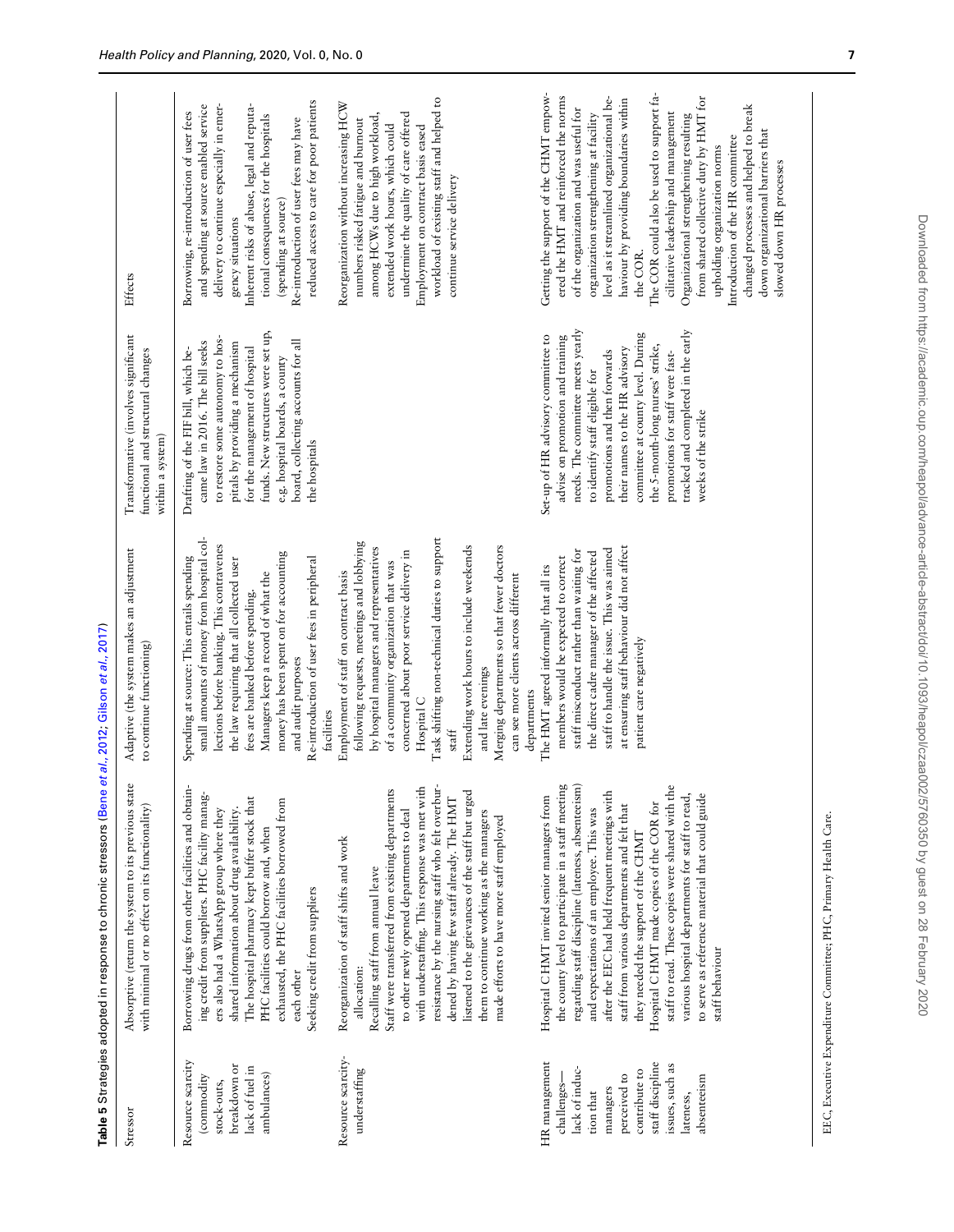**Table 5** Strategies adopted in response to chronic stressors (Bene *et al.*, 2012; Gilson *et al.*, 2017)

| Stressor | Absorptive (return the system to its previous state with minimal or no effect on its functionality) | Adaptive (the system makes an adjustment to continue functioning) | Transformative (involves significant functional and structural changes within a system) | Effects |
|---|---|---|---|---|
| Resource scarcity (commodity stock-outs, breakdown or lack of fuel in ambulances) | Borrowing drugs from other facilities and obtaining credit from suppliers. PHC facility managers also had a WhatsApp group where they shared information about drug availability. The hospital pharmacy kept buffer stock that PHC facilities could borrow and, when exhausted, the PHC facilities borrowed from each other<br>Seeking credit from suppliers | Spending at source: This entails spending small amounts of money from hospital collections before banking. This contravenes the law requiring that all collected user fees are banked before spending. Managers keep a record of what the money has been spent on for accounting and audit purposes<br>Re-introduction of user fees in peripheral facilities | Drafting of the FIF bill, which became law in 2016. The bill seeks to restore some autonomy to hospitals by providing a mechanism for the management of hospital funds. New structures were set up, e.g. hospital boards, a county board, collecting accounts for all the hospitals | Borrowing, re-introduction of user fees and spending at source enabled service delivery to continue especially in emergency situations<br>Inherent risks of abuse, legal and reputational consequences for the hospitals (spending at source)<br>Re-introduction of user fees may have reduced access to care for poor patients |
| Resource scarcity-understaffing | Reorganization of staff shifts and work allocation:<br>Recalling staff from annual leave<br>Staff were transferred from existing departments to other newly opened departments to deal with understaffing. This response was met with resistance by the nursing staff who felt overburdened by having few staff already. The HMT listened to the grievances of the staff but urged them to continue working as the managers made efforts to have more staff employed | Employment of staff on contract basis following requests, meetings and lobbying by hospital managers and representatives of a community organization that was concerned about poor service delivery in Hospital C<br>Task shifting non-technical duties to support staff<br>Extending work hours to include weekends and late evenings<br>Merging departments so that fewer doctors can see more clients across different departments | | Reorganization without increasing HCW numbers risked fatigue and burnout among HCWs due to high workload, extended work hours, which could undermine the quality of care offered<br>Employment on contract basis eased workload of existing staff and helped to continue service delivery |
| HR management challenges—lack of induction that managers perceived to contribute to staff discipline issues, such as lateness, absenteeism | Hospital CHMT invited senior managers from the county level to participate in a staff meeting regarding staff discipline (lateness, absenteeism) and expectations of an employee. This was after the EEC had held frequent meetings with staff from various departments and felt that they needed the support of the CHMT<br>Hospital CHMT made copies of the COR for staff to read. These copies were shared with the various hospital departments for staff to read, to serve as reference material that could guide staff behaviour | The HMT agreed informally that all its members would be expected to correct staff misconduct rather than waiting for the direct cadre manager of the affected staff to handle the issue. This was aimed at ensuring staff behaviour did not affect patient care negatively | Set-up of HR advisory committee to advise on promotion and training needs. The committee meets yearly to identify staff eligible for promotions and then forwards their names to the HR advisory committee at county level. During the 5-month-long nurses' strike, promotions for staff were fast-tracked and completed in the early weeks of the strike | Getting the support of the CHMT empowered the HMT and reinforced the norms of the organization and was useful for organization strengthening at facility level as it streamlined organizational behaviour by providing boundaries within the COR.<br>The COR could also be used to support facilitative leadership and management<br>Organizational strengthening resulting from shared collective duty by HMT for upholding organization norms<br>Introduction of the HR committee changed processes and helped to break down organizational barriers that slowed down HR processes |

EEC, Executive Expenditure Committee; PHC, Primary Health Care.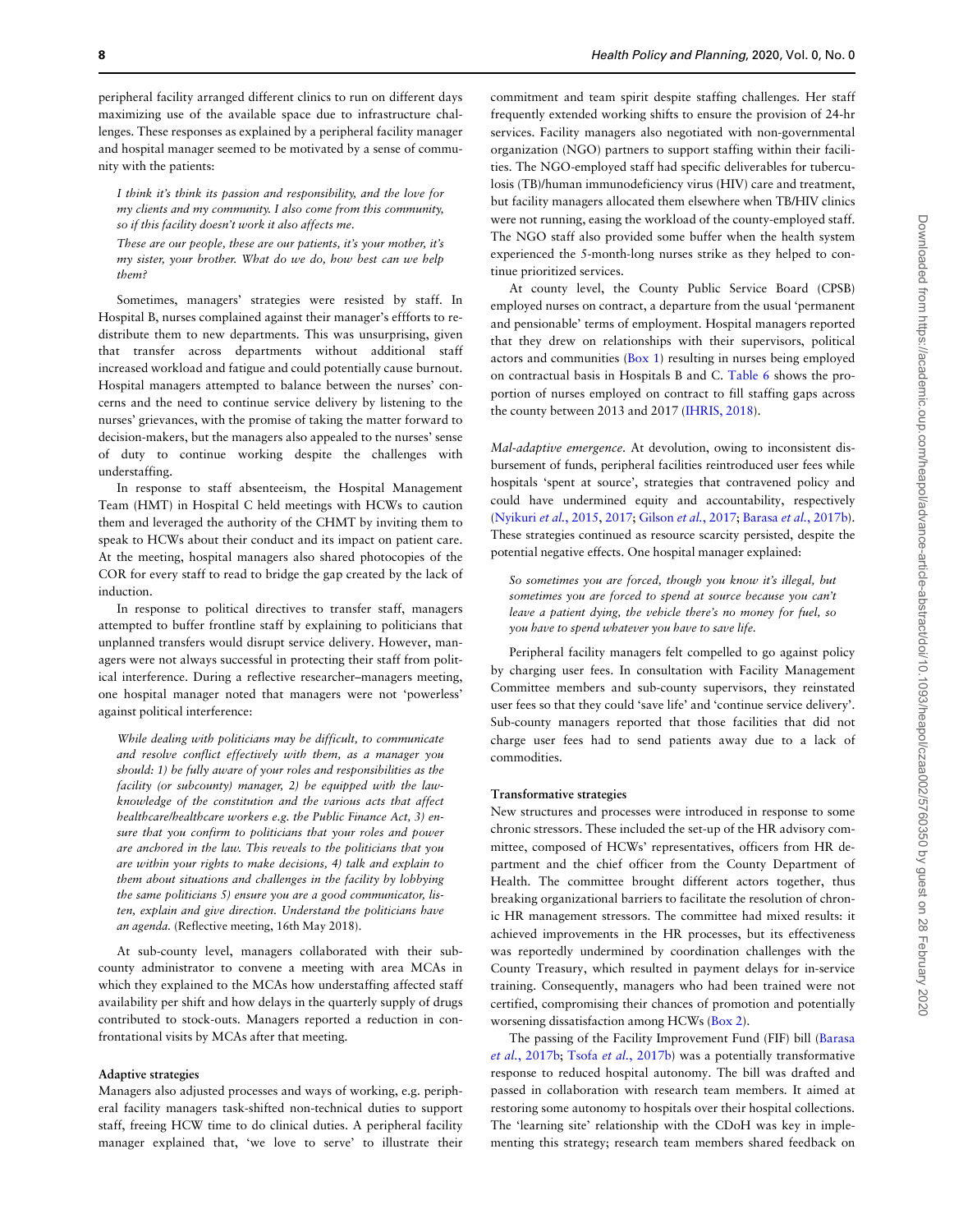peripheral facility arranged different clinics to run on different days maximizing use of the available space due to infrastructure challenges. These responses as explained by a peripheral facility manager and hospital manager seemed to be motivated by a sense of community with the patients:

> *I think it's think its passion and responsibility, and the love for my clients and my community. I also come from this community, so if this facility doesn't work it also affects me.*
>
> *These are our people, these are our patients, it's your mother, it's my sister, your brother. What do we do, how best can we help them?*

Sometimes, managers' strategies were resisted by staff. In Hospital B, nurses complained against their manager's effforts to redistribute them to new departments. This was unsurprising, given that transfer across departments without additional staff increased workload and fatigue and could potentially cause burnout. Hospital managers attempted to balance between the nurses' concerns and the need to continue service delivery by listening to the nurses' grievances, with the promise of taking the matter forward to decision-makers, but the managers also appealed to the nurses' sense of duty to continue working despite the challenges with understaffing.

In response to staff absenteeism, the Hospital Management Team (HMT) in Hospital C held meetings with HCWs to caution them and leveraged the authority of the CHMT by inviting them to speak to HCWs about their conduct and its impact on patient care. At the meeting, hospital managers also shared photocopies of the COR for every staff to read to bridge the gap created by the lack of induction.

In response to political directives to transfer staff, managers attempted to buffer frontline staff by explaining to politicians that unplanned transfers would disrupt service delivery. However, managers were not always successful in protecting their staff from political interference. During a reflective researcher–managers meeting, one hospital manager noted that managers were not 'powerless' against political interference:

> *While dealing with politicians may be difficult, to communicate and resolve conflict effectively with them, as a manager you should: 1) be fully aware of your roles and responsibilities as the facility (or subcounty) manager, 2) be equipped with the law-knowledge of the constitution and the various acts that affect healthcare/healthcare workers e.g. the Public Finance Act, 3) ensure that you confirm to politicians that your roles and power are anchored in the law. This reveals to the politicians that you are within your rights to make decisions, 4) talk and explain to them about situations and challenges in the facility by lobbying the same politicians 5) ensure you are a good communicator, listen, explain and give direction. Understand the politicians have an agenda.* (Reflective meeting, 16th May 2018).

At sub-county level, managers collaborated with their sub-county administrator to convene a meeting with area MCAs in which they explained to the MCAs how understaffing affected staff availability per shift and how delays in the quarterly supply of drugs contributed to stock-outs. Managers reported a reduction in confrontational visits by MCAs after that meeting.

#### Adaptive strategies

Managers also adjusted processes and ways of working, e.g. peripheral facility managers task-shifted non-technical duties to support staff, freeing HCW time to do clinical duties. A peripheral facility manager explained that, 'we love to serve' to illustrate their commitment and team spirit despite staffing challenges. Her staff frequently extended working shifts to ensure the provision of 24-hr services. Facility managers also negotiated with non-governmental organization (NGO) partners to support staffing within their facilities. The NGO-employed staff had specific deliverables for tuberculosis (TB)/human immunodeficiency virus (HIV) care and treatment, but facility managers allocated them elsewhere when TB/HIV clinics were not running, easing the workload of the county-employed staff. The NGO staff also provided some buffer when the health system experienced the 5-month-long nurses strike as they helped to continue prioritized services.

At county level, the County Public Service Board (CPSB) employed nurses on contract, a departure from the usual 'permanent and pensionable' terms of employment. Hospital managers reported that they drew on relationships with their supervisors, political actors and communities (Box 1) resulting in nurses being employed on contractual basis in Hospitals B and C. Table 6 shows the proportion of nurses employed on contract to fill staffing gaps across the county between 2013 and 2017 (IHRIS, 2018).

*Mal-adaptive emergence.* At devolution, owing to inconsistent disbursement of funds, peripheral facilities reintroduced user fees while hospitals 'spent at source', strategies that contravened policy and could have undermined equity and accountability, respectively (Nyikuri *et al.*, 2015, 2017; Gilson *et al.*, 2017; Barasa *et al.*, 2017b). These strategies continued as resource scarcity persisted, despite the potential negative effects. One hospital manager explained:

> *So sometimes you are forced, though you know it's illegal, but sometimes you are forced to spend at source because you can't leave a patient dying, the vehicle there's no money for fuel, so you have to spend whatever you have to save life.*

Peripheral facility managers felt compelled to go against policy by charging user fees. In consultation with Facility Management Committee members and sub-county supervisors, they reinstated user fees so that they could 'save life' and 'continue service delivery'. Sub-county managers reported that those facilities that did not charge user fees had to send patients away due to a lack of commodities.

#### Transformative strategies

New structures and processes were introduced in response to some chronic stressors. These included the set-up of the HR advisory committee, composed of HCWs' representatives, officers from HR department and the chief officer from the County Department of Health. The committee brought different actors together, thus breaking organizational barriers to facilitate the resolution of chronic HR management stressors. The committee had mixed results: it achieved improvements in the HR processes, but its effectiveness was reportedly undermined by coordination challenges with the County Treasury, which resulted in payment delays for in-service training. Consequently, managers who had been trained were not certified, compromising their chances of promotion and potentially worsening dissatisfaction among HCWs (Box 2).

The passing of the Facility Improvement Fund (FIF) bill (Barasa *et al.*, 2017b; Tsofa *et al.*, 2017b) was a potentially transformative response to reduced hospital autonomy. The bill was drafted and passed in collaboration with research team members. It aimed at restoring some autonomy to hospitals over their hospital collections. The 'learning site' relationship with the CDoH was key in implementing this strategy; research team members shared feedback on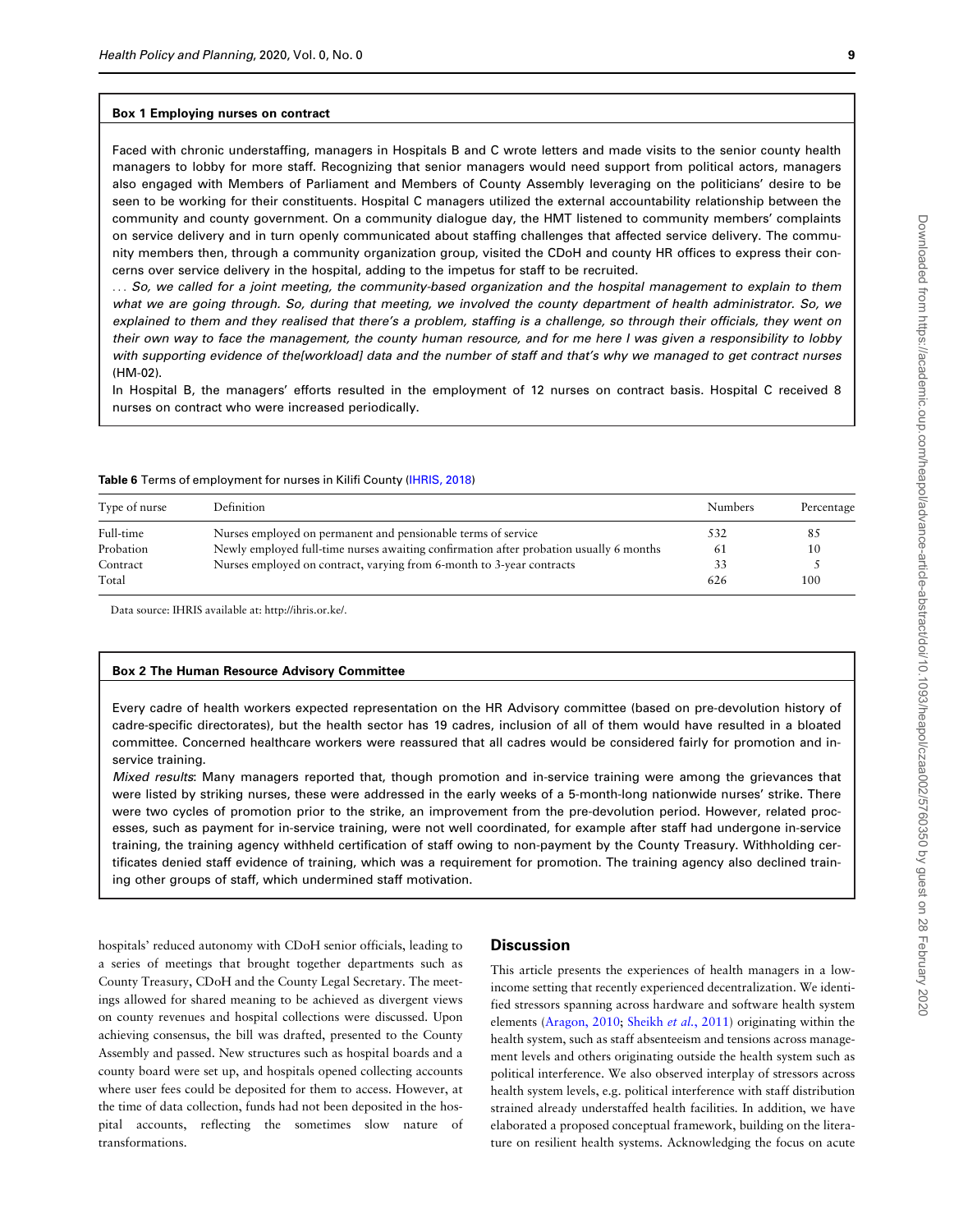**Box 1 Employing nurses on contract**

Faced with chronic understaffing, managers in Hospitals B and C wrote letters and made visits to the senior county health managers to lobby for more staff. Recognizing that senior managers would need support from political actors, managers also engaged with Members of Parliament and Members of County Assembly leveraging on the politicians' desire to be seen to be working for their constituents. Hospital C managers utilized the external accountability relationship between the community and county government. On a community dialogue day, the HMT listened to community members' complaints on service delivery and in turn openly communicated about staffing challenges that affected service delivery. The community members then, through a community organization group, visited the CDoH and county HR offices to express their concerns over service delivery in the hospital, adding to the impetus for staff to be recruited.

*... So, we called for a joint meeting, the community-based organization and the hospital management to explain to them what we are going through. So, during that meeting, we involved the county department of health administrator. So, we explained to them and they realised that there's a problem, staffing is a challenge, so through their officials, they went on their own way to face the management, the county human resource, and for me here I was given a responsibility to lobby with supporting evidence of the[workload] data and the number of staff and that's why we managed to get contract nurses* (HM-02).

In Hospital B, the managers' efforts resulted in the employment of 12 nurses on contract basis. Hospital C received 8 nurses on contract who were increased periodically.

**Table 6** Terms of employment for nurses in Kilifi County (IHRIS, 2018)

| Type of nurse | Definition | Numbers | Percentage |
|---|---|---|---|
| Full-time | Nurses employed on permanent and pensionable terms of service | 532 | 85 |
| Probation | Newly employed full-time nurses awaiting confirmation after probation usually 6 months | 61 | 10 |
| Contract | Nurses employed on contract, varying from 6-month to 3-year contracts | 33 | 5 |
| Total | | 626 | 100 |

Data source: IHRIS available at: http://ihris.or.ke/.

**Box 2 The Human Resource Advisory Committee**

Every cadre of health workers expected representation on the HR Advisory committee (based on pre-devolution history of cadre-specific directorates), but the health sector has 19 cadres, inclusion of all of them would have resulted in a bloated committee. Concerned healthcare workers were reassured that all cadres would be considered fairly for promotion and in-service training.

*Mixed results*: Many managers reported that, though promotion and in-service training were among the grievances that were listed by striking nurses, these were addressed in the early weeks of a 5-month-long nationwide nurses' strike. There were two cycles of promotion prior to the strike, an improvement from the pre-devolution period. However, related processes, such as payment for in-service training, were not well coordinated, for example after staff had undergone in-service training, the training agency withheld certification of staff owing to non-payment by the County Treasury. Withholding certificates denied staff evidence of training, which was a requirement for promotion. The training agency also declined training other groups of staff, which undermined staff motivation.

hospitals' reduced autonomy with CDoH senior officials, leading to a series of meetings that brought together departments such as County Treasury, CDoH and the County Legal Secretary. The meetings allowed for shared meaning to be achieved as divergent views on county revenues and hospital collections were discussed. Upon achieving consensus, the bill was drafted, presented to the County Assembly and passed. New structures such as hospital boards and a county board were set up, and hospitals opened collecting accounts where user fees could be deposited for them to access. However, at the time of data collection, funds had not been deposited in the hospital accounts, reflecting the sometimes slow nature of transformations.

## Discussion

This article presents the experiences of health managers in a low-income setting that recently experienced decentralization. We identified stressors spanning across hardware and software health system elements (Aragon, 2010; Sheikh *et al.*, 2011) originating within the health system, such as staff absenteeism and tensions across management levels and others originating outside the health system such as political interference. We also observed interplay of stressors across health system levels, e.g. political interference with staff distribution strained already understaffed health facilities. In addition, we have elaborated a proposed conceptual framework, building on the literature on resilient health systems. Acknowledging the focus on acute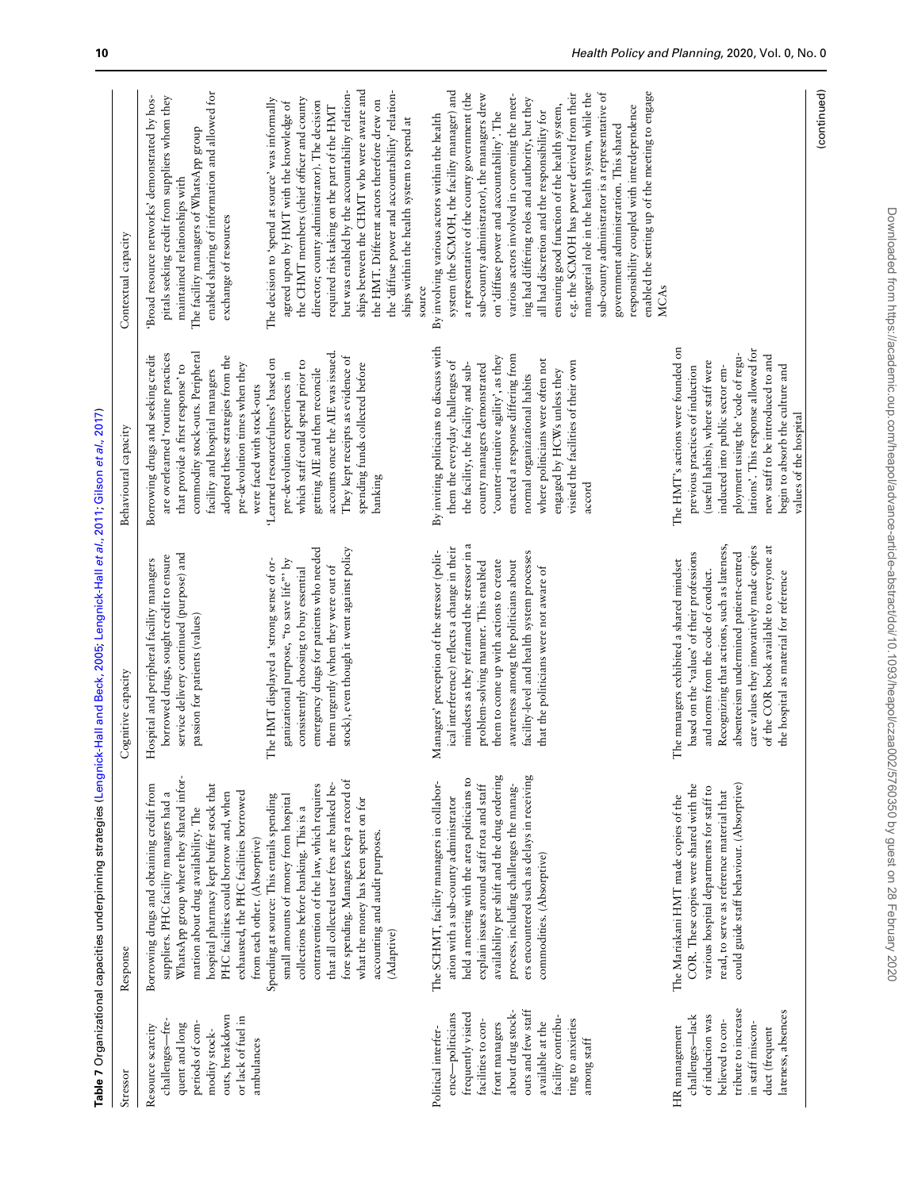**Table 7** Organizational capacities underpinning strategies (Lengnick-Hall and Beck, 2005; Lengnick-Hall *et al.*, 2011; Gilson *et al.*, 2017)

| Stressor | Response | Cognitive capacity | Behavioural capacity | Contextual capacity |
|---|---|---|---|---|
| Resource scarcity challenges—frequent and long periods of commodity stock-outs, breakdown or lack of fuel in ambulances | Borrowing drugs and obtaining credit from suppliers. PHC facility managers had a WhatsApp group where they shared information about drug availability. The hospital pharmacy kept buffer stock that PHC facilities could borrow and, when exhausted, the PHC facilities borrowed from each other. (Absorptive) | Hospital and peripheral facility managers borrowed drugs, sought credit to ensure service delivery continued (purpose) and passion for patients (values) | Borrowing drugs and seeking credit are overlearned 'routine practices that provide a first response' to commodity stock-outs. Peripheral facility and hospital managers adopted these strategies from the pre-devolution times when they were faced with stock-outs | 'Broad resource networks' demonstrated by hospitals seeking credit from suppliers whom they maintained relationships with<br>The facility managers of WhatsApp group enabled sharing of information and allowed for exchange of resources |
| | Spending at source: This entails spending small amounts of money from hospital collections before banking. This is a contravention of the law, which requires that all collected user fees are banked before spending. Managers keep a record of what the money has been spent on for accounting and audit purposes. (Adaptive) | The HMT displayed a 'strong sense of organizational purpose, "to save life"' by consistently choosing to buy essential emergency drugs for patients who needed them urgently (when they were out of stock), even though it went against policy | 'Learned resourcefulness' based on pre-devolution experiences in which staff could spend prior to getting AIE and then reconcile accounts once the AIE was issued. They kept receipts as evidence of spending funds collected before banking | The decision to 'spend at source' was informally agreed upon by HMT with the knowledge of the CHMT members (chief officer and county director; county administrator). The decision required risk taking on the part of the HMT but was enabled by the accountability relationships between the CHMT who were aware and the HMT. Different actors therefore drew on the 'diffuse power and accountability' relationships within the health system to spend at source |
| Political interference—politicians frequently visited facilities to confront managers about drug stock-outs and few staff available at the facility contributing to anxieties among staff | The SCHMT, facility managers in collaboration with a sub-county administrator held a meeting with the area politicians to explain issues around staff rota and staff availability per shift and the drug ordering process, including challenges the managers encountered such as delays in receiving commodities. (Absorptive) | Managers' perception of the stressor (political interference) reflects a change in their mindsets as they reframed the stressor in a problem-solving manner. This enabled them to come up with actions to create awareness among the politicians about facility-level and health system processes that the politicians were not aware of | By inviting politicians to discuss with them the everyday challenges of the facility, the facility and sub-county managers demonstrated 'counter-intuitive agility', as they enacted a response differing from normal organizational habits where politicians were often not engaged by HCWs unless they visited the facilities of their own accord | By involving various actors within the health system (the SCMOH, the facility manager) and a representative of the county government (the sub-county administrator), the managers drew on 'diffuse power and accountability'. The various actors involved in convening the meeting had differing roles and authority, but they all had discretion and the responsibility for ensuring good function of the health system, e.g. the SCMOH has power derived from their managerial role in the health system, while the sub-county administrator is a representative of government administration. This shared responsibility coupled with interdependence enabled the setting up of the meeting to engage MCAs |
| HR management challenges—lack of induction was believed to contribute to increase in staff misconduct (frequent lateness, absences | The Mariakani HMT made copies of the COR. These copies were shared with the various hospital departments for staff to read, to serve as reference material that could guide staff behaviour. (Absorptive) | The managers exhibited a shared mindset based on the 'values' of their professions and norms from the code of conduct. Recognizing that actions, such as lateness, absenteeism undermined patient-centred care values they innovatively made copies of the COR book available to everyone at the hospital as material for reference | The HMT's actions were founded on previous practices of induction (useful habits), where staff were inducted into public sector employment using the 'code of regulations'. This response allowed for new staff to be introduced to and begin to absorb the culture and values of the hospital | |

(continued)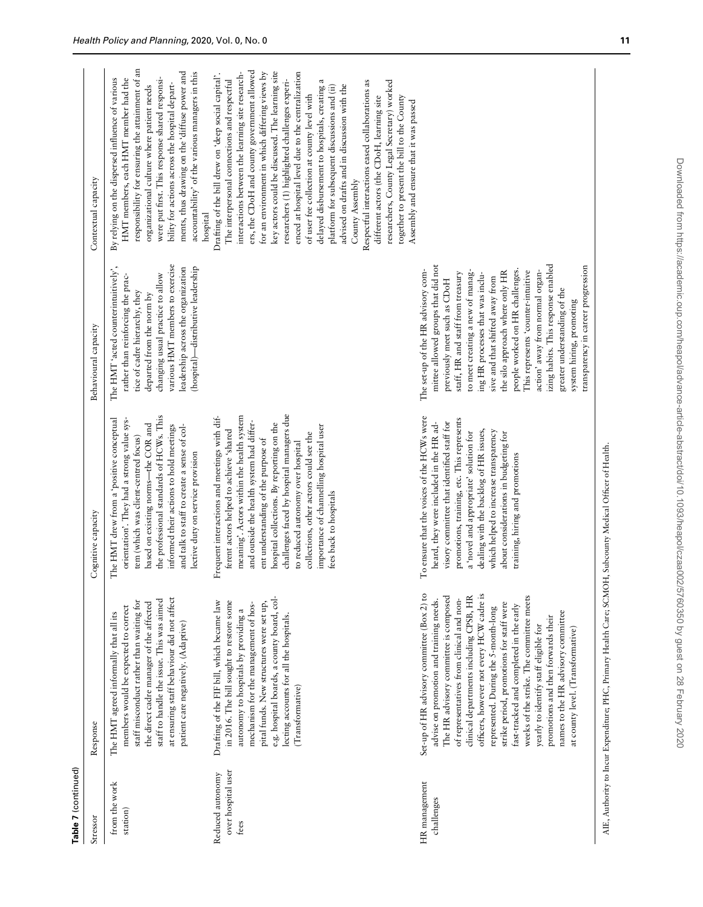**Table 7** (continued)

| Stressor | Response | Cognitive capacity | Behavioural capacity | Contextual capacity |
|---|---|---|---|---|
| from the work station) | The HMT agreed informally that all its members would be expected to correct staff misconduct rather than waiting for the direct cadre manager of the affected staff to handle the issue. This was aimed at ensuring staff behaviour did not affect patient care negatively. (Adaptive) | The HMT drew from a 'positive conceptual orientation'. They had a strong value system (which was client-centred focus) based on existing norms—the COR and the professional standards of HCWs. This informed their actions to hold meetings and talk to staff to create a sense of collective duty on service provision | The HMT 'acted counterintuitively', rather than reinforcing the practice of cadre hierarchy, they departed from the norm by changing usual practice to allow various HMT members to exercise leadership across the organization (hospital)—distributive leadership | By relying on the dispersed influence of various HMT members, each HMT member had the responsibility for ensuring the attainment of an organizational culture where patient needs were put first. This response shared responsibility for actions across the hospital departments, thus drawing on the 'diffuse power and accountability' of the various managers in this hospital |
| Reduced autonomy over hospital user fees | Drafting of the FIF bill, which became law in 2016. The bill sought to restore some autonomy to hospitals by providing a mechanism for the management of hospital funds. New structures were set up, e.g. hospital boards, a county board, collecting accounts for all the hospitals. (Transformative) | Frequent interactions and meetings with different actors helped to achieve 'shared meaning'. Actors within the health system and outside the health system had different understanding of the purpose of hospital collections. By reporting on the challenges faced by hospital managers due to reduced autonomy over hospital collections, other actors could see the importance of channelling hospital user fees back to hospitals | | Drafting of the bill drew on 'deep social capital'. The interpersonal connections and respectful interactions between the learning site researchers, the CDoH and county government allowed for an environment in which differing views by key actors could be discussed. The learning site researchers (1) highlighted challenges experienced at hospital level due to the centralization of user fee collection at county level with delayed disbursement to hospitals, creating a platform for subsequent discussions and (ii) advised on drafts and in discussion with the County Assembly<br>Respectful interactions eased collaborations as different actors (the CDoH, learning site researchers, County Legal Secretary) worked together to present the bill to the County Assembly and ensure that it was passed |
| HR management challenges | Set-up of HR advisory committee (Box 2) to advise on promotion and training needs. The HR advisory committee is composed of representatives from clinical and non-clinical departments including CPSB, HR officers, however not every HCW cadre is represented. During the 5-month-long strike period, promotions for staff were fast-tracked and completed in the early weeks of the strike. The committee meets yearly to identify staff eligible for promotions and then forwards their names to the HR advisory committee at county level. (Transformative) | To ensure that the voices of the HCWs were heard, they were included in the HR advisory committee that identified staff for promotions, training, etc. This represents a 'novel and appropriate' solution for dealing with the backlog of HR issues, which helped to increase transparency about considerations in budgeting for training, hiring and promotions | The set-up of the HR advisory committee allowed groups that did not previously meet such as CDoH staff, HR and staff from treasury to meet creating a new of managing HR processes that was inclusive and that shifted away from the silo approach where only HR people worked on HR challenges. This represents 'counter-intuitive action' away from normal organizing habits. This response enabled greater understanding of the system hiring, promoting transparency in career progression | |

AIE, Authority to Incur Expenditure; PHC, Primary Health Care; SCMOH, Subcounty Medical Officer of Health.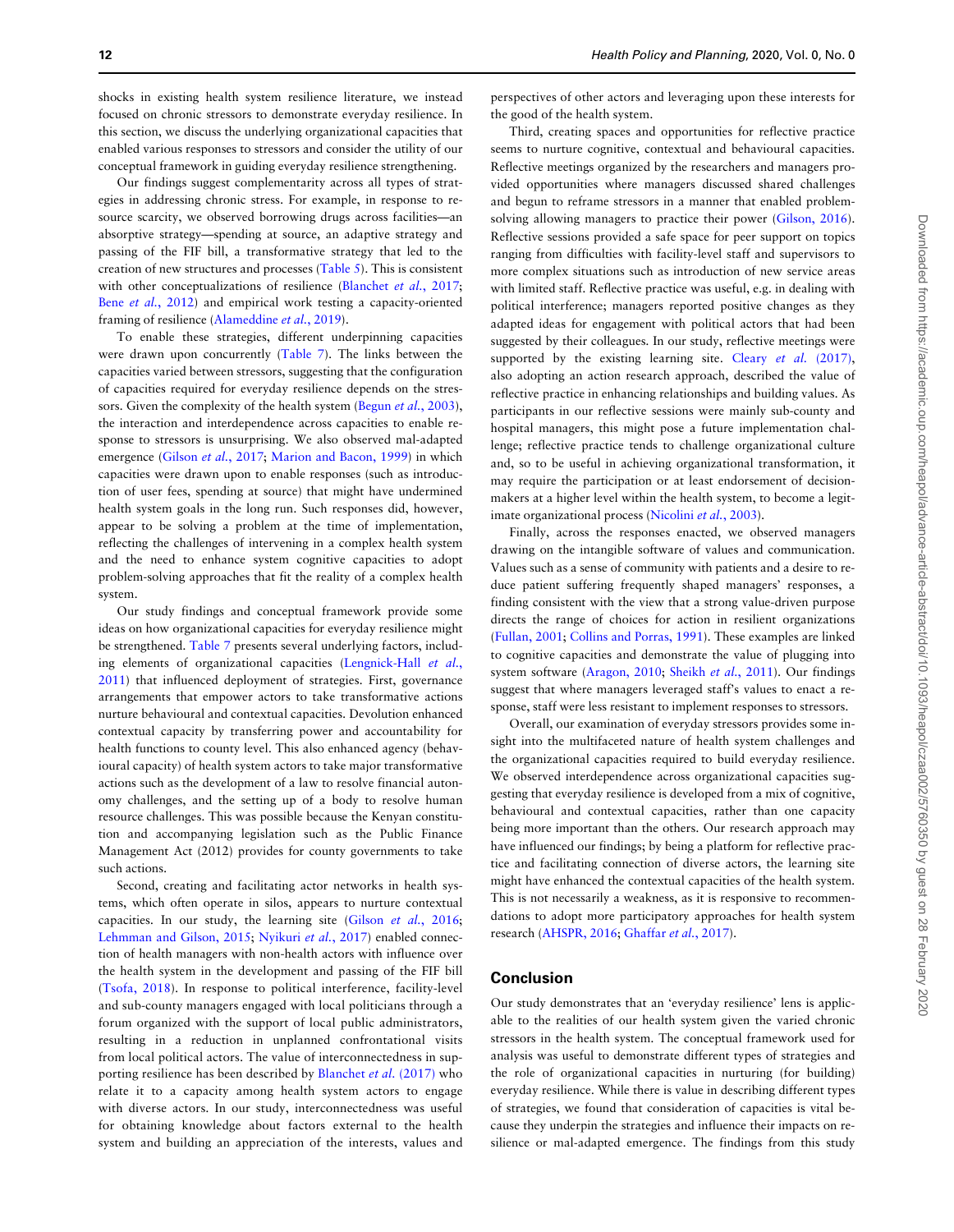shocks in existing health system resilience literature, we instead focused on chronic stressors to demonstrate everyday resilience. In this section, we discuss the underlying organizational capacities that enabled various responses to stressors and consider the utility of our conceptual framework in guiding everyday resilience strengthening.

Our findings suggest complementarity across all types of strategies in addressing chronic stress. For example, in response to resource scarcity, we observed borrowing drugs across facilities—an absorptive strategy—spending at source, an adaptive strategy and passing of the FIF bill, a transformative strategy that led to the creation of new structures and processes (Table 5). This is consistent with other conceptualizations of resilience (Blanchet *et al.*, 2017; Bene *et al.*, 2012) and empirical work testing a capacity-oriented framing of resilience (Alameddine *et al.*, 2019).

To enable these strategies, different underpinning capacities were drawn upon concurrently (Table 7). The links between the capacities varied between stressors, suggesting that the configuration of capacities required for everyday resilience depends on the stressors. Given the complexity of the health system (Begun *et al.*, 2003), the interaction and interdependence across capacities to enable response to stressors is unsurprising. We also observed mal-adapted emergence (Gilson *et al.*, 2017; Marion and Bacon, 1999) in which capacities were drawn upon to enable responses (such as introduction of user fees, spending at source) that might have undermined health system goals in the long run. Such responses did, however, appear to be solving a problem at the time of implementation, reflecting the challenges of intervening in a complex health system and the need to enhance system cognitive capacities to adopt problem-solving approaches that fit the reality of a complex health system.

Our study findings and conceptual framework provide some ideas on how organizational capacities for everyday resilience might be strengthened. Table 7 presents several underlying factors, including elements of organizational capacities (Lengnick-Hall *et al.*, 2011) that influenced deployment of strategies. First, governance arrangements that empower actors to take transformative actions nurture behavioural and contextual capacities. Devolution enhanced contextual capacity by transferring power and accountability for health functions to county level. This also enhanced agency (behavioural capacity) of health system actors to take major transformative actions such as the development of a law to resolve financial autonomy challenges, and the setting up of a body to resolve human resource challenges. This was possible because the Kenyan constitution and accompanying legislation such as the Public Finance Management Act (2012) provides for county governments to take such actions.

Second, creating and facilitating actor networks in health systems, which often operate in silos, appears to nurture contextual capacities. In our study, the learning site (Gilson *et al.*, 2016; Lehmman and Gilson, 2015; Nyikuri *et al.*, 2017) enabled connection of health managers with non-health actors with influence over the health system in the development and passing of the FIF bill (Tsofa, 2018). In response to political interference, facility-level and sub-county managers engaged with local politicians through a forum organized with the support of local public administrators, resulting in a reduction in unplanned confrontational visits from local political actors. The value of interconnectedness in supporting resilience has been described by Blanchet *et al.* (2017) who relate it to a capacity among health system actors to engage with diverse actors. In our study, interconnectedness was useful for obtaining knowledge about factors external to the health system and building an appreciation of the interests, values and perspectives of other actors and leveraging upon these interests for the good of the health system.

Third, creating spaces and opportunities for reflective practice seems to nurture cognitive, contextual and behavioural capacities. Reflective meetings organized by the researchers and managers provided opportunities where managers discussed shared challenges and begun to reframe stressors in a manner that enabled problem-solving allowing managers to practice their power (Gilson, 2016). Reflective sessions provided a safe space for peer support on topics ranging from difficulties with facility-level staff and supervisors to more complex situations such as introduction of new service areas with limited staff. Reflective practice was useful, e.g. in dealing with political interference; managers reported positive changes as they adapted ideas for engagement with political actors that had been suggested by their colleagues. In our study, reflective meetings were supported by the existing learning site. Cleary *et al.* (2017), also adopting an action research approach, described the value of reflective practice in enhancing relationships and building values. As participants in our reflective sessions were mainly sub-county and hospital managers, this might pose a future implementation challenge; reflective practice tends to challenge organizational culture and, so to be useful in achieving organizational transformation, it may require the participation or at least endorsement of decision-makers at a higher level within the health system, to become a legitimate organizational process (Nicolini *et al.*, 2003).

Finally, across the responses enacted, we observed managers drawing on the intangible software of values and communication. Values such as a sense of community with patients and a desire to reduce patient suffering frequently shaped managers' responses, a finding consistent with the view that a strong value-driven purpose directs the range of choices for action in resilient organizations (Fullan, 2001; Collins and Porras, 1991). These examples are linked to cognitive capacities and demonstrate the value of plugging into system software (Aragon, 2010; Sheikh *et al.*, 2011). Our findings suggest that where managers leveraged staff's values to enact a response, staff were less resistant to implement responses to stressors.

Overall, our examination of everyday stressors provides some insight into the multifaceted nature of health system challenges and the organizational capacities required to build everyday resilience. We observed interdependence across organizational capacities suggesting that everyday resilience is developed from a mix of cognitive, behavioural and contextual capacities, rather than one capacity being more important than the others. Our research approach may have influenced our findings; by being a platform for reflective practice and facilitating connection of diverse actors, the learning site might have enhanced the contextual capacities of the health system. This is not necessarily a weakness, as it is responsive to recommendations to adopt more participatory approaches for health system research (AHSPR, 2016; Ghaffar *et al.*, 2017).

## Conclusion

Our study demonstrates that an 'everyday resilience' lens is applicable to the realities of our health system given the varied chronic stressors in the health system. The conceptual framework used for analysis was useful to demonstrate different types of strategies and the role of organizational capacities in nurturing (for building) everyday resilience. While there is value in describing different types of strategies, we found that consideration of capacities is vital because they underpin the strategies and influence their impacts on resilience or mal-adapted emergence. The findings from this study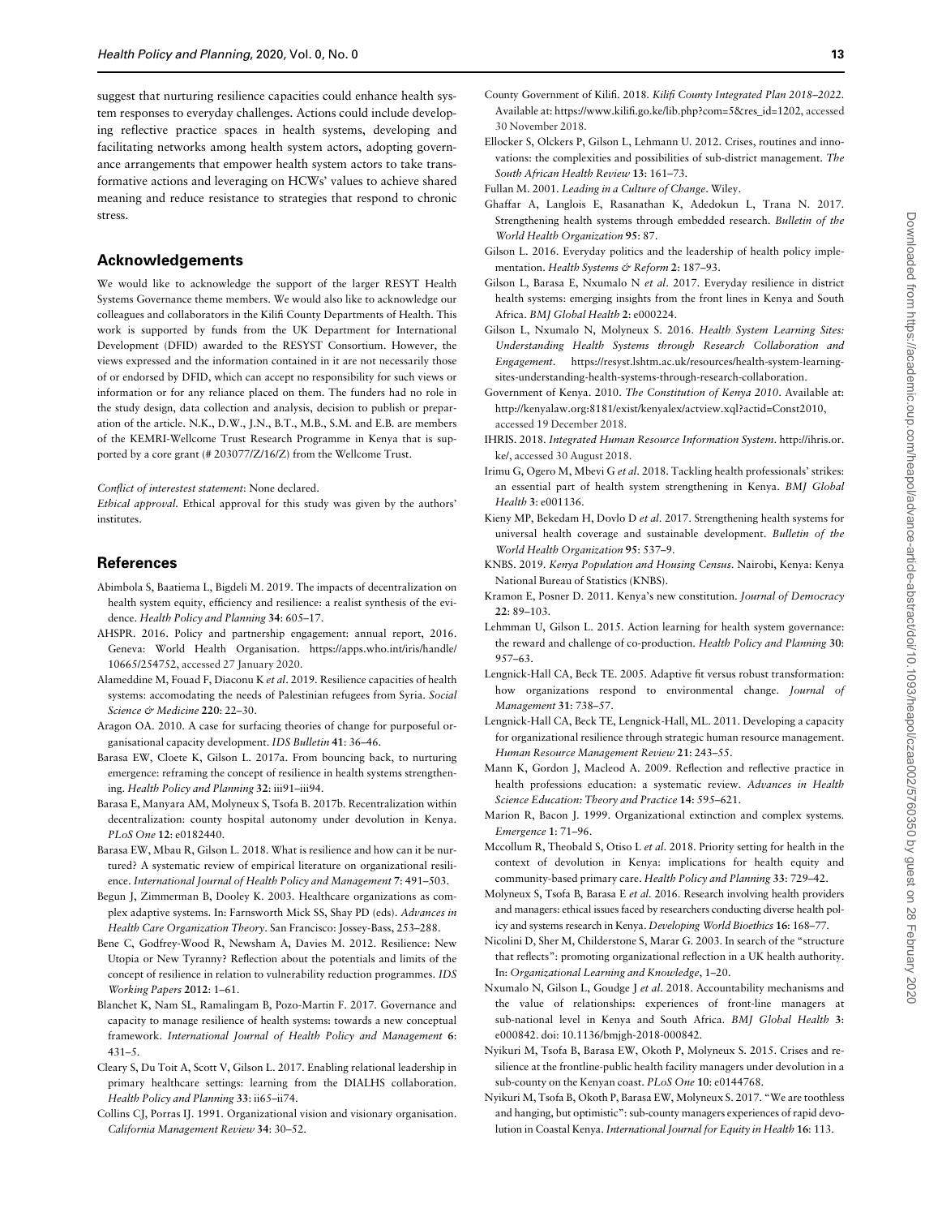suggest that nurturing resilience capacities could enhance health system responses to everyday challenges. Actions could include developing reflective practice spaces in health systems, developing and facilitating networks among health system actors, adopting governance arrangements that empower health system actors to take transformative actions and leveraging on HCWs' values to achieve shared meaning and reduce resistance to strategies that respond to chronic stress.

## Acknowledgements

We would like to acknowledge the support of the larger RESYT Health Systems Governance theme members. We would also like to acknowledge our colleagues and collaborators in the Kilifi County Departments of Health. This work is supported by funds from the UK Department for International Development (DFID) awarded to the RESYST Consortium. However, the views expressed and the information contained in it are not necessarily those of or endorsed by DFID, which can accept no responsibility for such views or information or for any reliance placed on them. The funders had no role in the study design, data collection and analysis, decision to publish or preparation of the article. N.K., D.W., J.N., B.T., M.B., S.M. and E.B. are members of the KEMRI-Wellcome Trust Research Programme in Kenya that is supported by a core grant (# 203077/Z/16/Z) from the Wellcome Trust.

*Conflict of interestest statement*: None declared.

*Ethical approval.* Ethical approval for this study was given by the authors' institutes.

## References

Abimbola S, Baatiema L, Bigdeli M. 2019. The impacts of decentralization on health system equity, efficiency and resilience: a realist synthesis of the evidence. *Health Policy and Planning* **34**: 605–17.

AHSPR. 2016. Policy and partnership engagement: annual report, 2016. Geneva: World Health Organisation. https://apps.who.int/iris/handle/10665/254752, accessed 27 January 2020.

Alameddine M, Fouad F, Diaconu K *et al*. 2019. Resilience capacities of health systems: accomodating the needs of Palestinian refugees from Syria. *Social Science & Medicine* **220**: 22–30.

Aragon OA. 2010. A case for surfacing theories of change for purposeful organisational capacity development. *IDS Bulletin* **41**: 36–46.

Barasa EW, Cloete K, Gilson L. 2017a. From bouncing back, to nurturing emergence: reframing the concept of resilience in health systems strengthening. *Health Policy and Planning* **32**: iii91–iii94.

Barasa E, Manyara AM, Molyneux S, Tsofa B. 2017b. Recentralization within decentralization: county hospital autonomy under devolution in Kenya. *PLoS One* **12**: e0182440.

Barasa EW, Mbau R, Gilson L. 2018. What is resilience and how can it be nurtured? A systematic review of empirical literature on organizational resilience. *International Journal of Health Policy and Management* **7**: 491–503.

Begun J, Zimmerman B, Dooley K. 2003. Healthcare organizations as complex adaptive systems. In: Farnsworth Mick SS, Shay PD (eds). *Advances in Health Care Organization Theory*. San Francisco: Jossey-Bass, 253–288.

Bene C, Godfrey-Wood R, Newsham A, Davies M. 2012. Resilience: New Utopia or New Tyranny? Reflection about the potentials and limits of the concept of resilience in relation to vulnerability reduction programmes. *IDS Working Papers* **2012**: 1–61.

Blanchet K, Nam SL, Ramalingam B, Pozo-Martin F. 2017. Governance and capacity to manage resilience of health systems: towards a new conceptual framework. *International Journal of Health Policy and Management* **6**: 431–5.

Cleary S, Du Toit A, Scott V, Gilson L. 2017. Enabling relational leadership in primary healthcare settings: learning from the DIALHS collaboration. *Health Policy and Planning* **33**: ii65–ii74.

Collins CJ, Porras IJ. 1991. Organizational vision and visionary organisation. *California Management Review* **34**: 30–52.

County Government of Kilifi. 2018. *Kilifi County Integrated Plan 2018–2022*. Available at: https://www.kilifi.go.ke/lib.php?com=5&res_id=1202, accessed 30 November 2018.

Ellocker S, Olckers P, Gilson L, Lehmann U. 2012. Crises, routines and innovations: the complexities and possibilities of sub-district management. *The South African Health Review* **13**: 161–73.

Fullan M. 2001. *Leading in a Culture of Change*. Wiley.

Ghaffar A, Langlois E, Rasanathan K, Adedokun L, Trana N. 2017. Strengthening health systems through embedded research. *Bulletin of the World Health Organization* **95**: 87.

Gilson L. 2016. Everyday politics and the leadership of health policy implementation. *Health Systems & Reform* **2**: 187–93.

Gilson L, Barasa E, Nxumalo N *et al*. 2017. Everyday resilience in district health systems: emerging insights from the front lines in Kenya and South Africa. *BMJ Global Health* **2**: e000224.

Gilson L, Nxumalo N, Molyneux S. 2016. *Health System Learning Sites: Understanding Health Systems through Research Collaboration and Engagement*. https://resyst.lshtm.ac.uk/resources/health-system-learning-sites-understanding-health-systems-through-research-collaboration.

Government of Kenya. 2010. *The Constitution of Kenya 2010*. Available at: http://kenyalaw.org:8181/exist/kenyalex/actview.xql?actid=Const2010, accessed 19 December 2018.

IHRIS. 2018. *Integrated Human Resource Information System*. http://ihris.or.ke/, accessed 30 August 2018.

Irimu G, Ogero M, Mbevi G *et al*. 2018. Tackling health professionals' strikes: an essential part of health system strengthening in Kenya. *BMJ Global Health* **3**: e001136.

Kieny MP, Bekedam H, Dovlo D *et al*. 2017. Strengthening health systems for universal health coverage and sustainable development. *Bulletin of the World Health Organization* **95**: 537–9.

KNBS. 2019. *Kenya Population and Housing Census*. Nairobi, Kenya: Kenya National Bureau of Statistics (KNBS).

Kramon E, Posner D. 2011. Kenya's new constitution. *Journal of Democracy* **22**: 89–103.

Lehmman U, Gilson L. 2015. Action learning for health system governance: the reward and challenge of co-production. *Health Policy and Planning* **30**: 957–63.

Lengnick-Hall CA, Beck TE. 2005. Adaptive fit versus robust transformation: how organizations respond to environmental change. *Journal of Management* **31**: 738–57.

Lengnick-Hall CA, Beck TE, Lengnick-Hall, ML. 2011. Developing a capacity for organizational resilience through strategic human resource management. *Human Resource Management Review* **21**: 243–55.

Mann K, Gordon J, Macleod A. 2009. Reflection and reflective practice in health professions education: a systematic review. *Advances in Health Science Education: Theory and Practice* **14**: 595–621.

Marion R, Bacon J. 1999. Organizational extinction and complex systems. *Emergence* **1**: 71–96.

Mccollum R, Theobald S, Otiso L *et al*. 2018. Priority setting for health in the context of devolution in Kenya: implications for health equity and community-based primary care. *Health Policy and Planning* **33**: 729–42.

Molyneux S, Tsofa B, Barasa E *et al*. 2016. Research involving health providers and managers: ethical issues faced by researchers conducting diverse health policy and systems research in Kenya. *Developing World Bioethics* **16**: 168–77.

Nicolini D, Sher M, Childerstone S, Marar G. 2003. In search of the "structure that reflects": promoting organizational reflection in a UK health authority. In: *Organizational Learning and Knowledge*, 1–20.

Nxumalo N, Gilson L, Goudge J *et al*. 2018. Accountability mechanisms and the value of relationships: experiences of front-line managers at sub-national level in Kenya and South Africa. *BMJ Global Health* **3**: e000842. doi: 10.1136/bmjgh-2018-000842.

Nyikuri M, Tsofa B, Barasa EW, Okoth P, Molyneux S. 2015. Crises and resilience at the frontline-public health facility managers under devolution in a sub-county on the Kenyan coast. *PLoS One* **10**: e0144768.

Nyikuri M, Tsofa B, Okoth P, Barasa EW, Molyneux S. 2017. "We are toothless and hanging, but optimistic": sub-county managers experiences of rapid devolution in Coastal Kenya. *International Journal for Equity in Health* **16**: 113.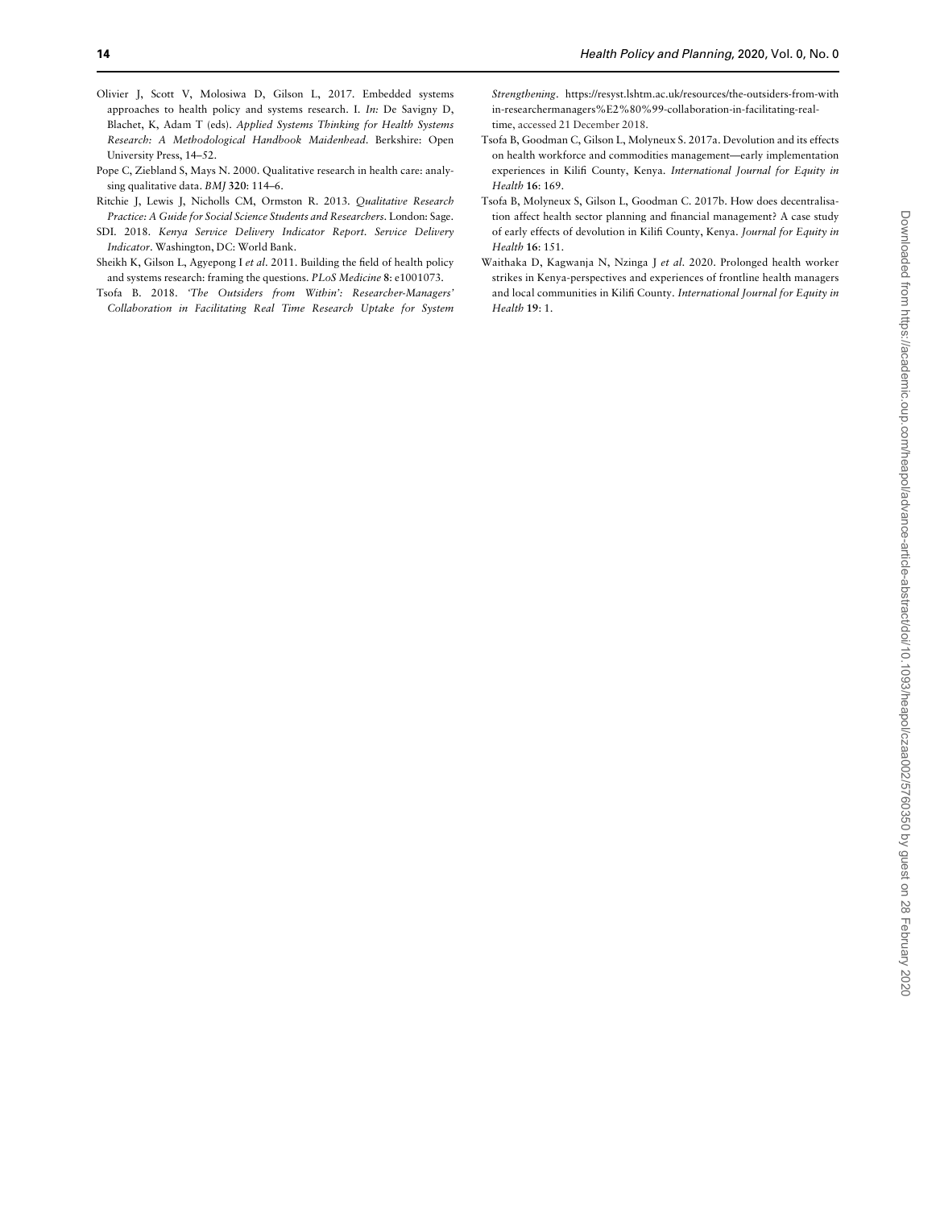Olivier J, Scott V, Molosiwa D, Gilson L, 2017. Embedded systems approaches to health policy and systems research. I. *In:* De Savigny D, Blachet, K, Adam T (eds). *Applied Systems Thinking for Health Systems Research: A Methodological Handbook Maidenhead*. Berkshire: Open University Press, 14–52.

Pope C, Ziebland S, Mays N. 2000. Qualitative research in health care: analysing qualitative data. *BMJ* **320**: 114–6.

Ritchie J, Lewis J, Nicholls CM, Ormston R. 2013. *Qualitative Research Practice: A Guide for Social Science Students and Researchers*. London: Sage.

SDI. 2018. *Kenya Service Delivery Indicator Report. Service Delivery Indicator*. Washington, DC: World Bank.

Sheikh K, Gilson L, Agyepong I *et al*. 2011. Building the field of health policy and systems research: framing the questions. *PLoS Medicine* **8**: e1001073.

Tsofa B. 2018. *'The Outsiders from Within': Researcher-Managers' Collaboration in Facilitating Real Time Research Uptake for System Strengthening*. https://resyst.lshtm.ac.uk/resources/the-outsiders-from-within-researchermanagers%E2%80%99-collaboration-in-facilitating-real-time, accessed 21 December 2018.

Tsofa B, Goodman C, Gilson L, Molyneux S. 2017a. Devolution and its effects on health workforce and commodities management—early implementation experiences in Kilifi County, Kenya. *International Journal for Equity in Health* **16**: 169.

Tsofa B, Molyneux S, Gilson L, Goodman C. 2017b. How does decentralisation affect health sector planning and financial management? A case study of early effects of devolution in Kilifi County, Kenya. *Journal for Equity in Health* **16**: 151.

Waithaka D, Kagwanja N, Nzinga J *et al*. 2020. Prolonged health worker strikes in Kenya-perspectives and experiences of frontline health managers and local communities in Kilifi County. *International Journal for Equity in Health* **19**: 1.